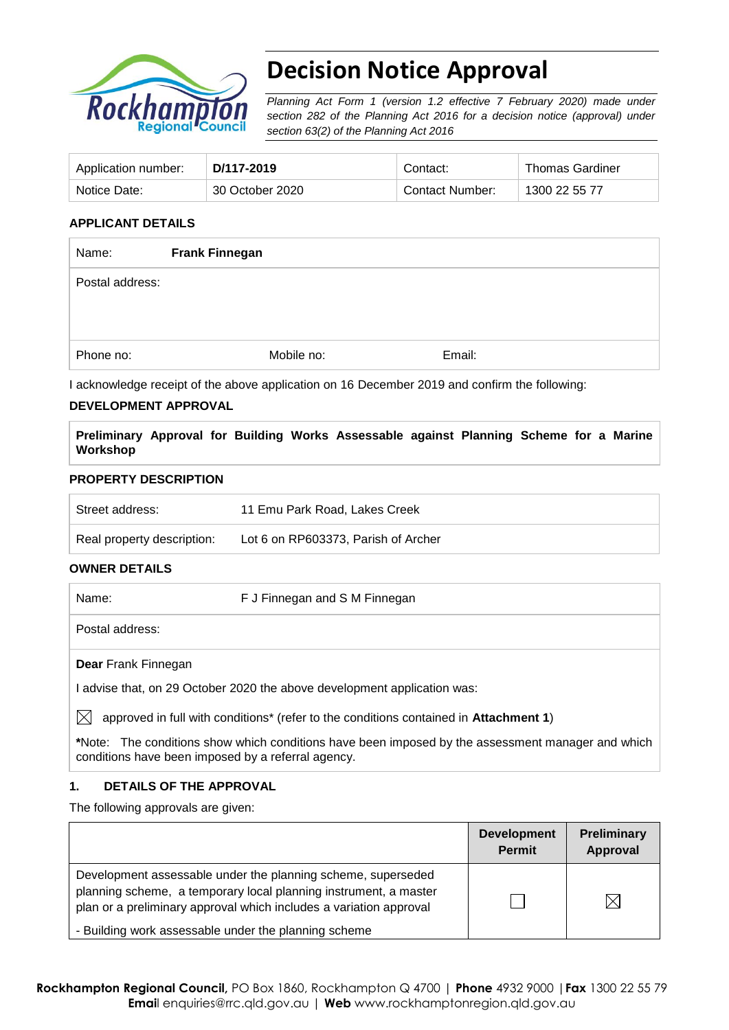# Decision Notice Approval

*Planning Act Form 1 (version 1.2 effective 7 February 2020) made under section 282 of the Planning Act 2016 for a decision notice (approval) under section 63(2) of the Planning Act 2016*

| Application number: | **D/117-2019** | Contact: | Thomas Gardiner |
|---|---|---|---|
| Notice Date: | 30 October 2020 | Contact Number: | 1300 22 55 77 |

## APPLICANT DETAILS

| Name: | **Frank Finnegan** | |
|---|---|---|
| Postal address: | | |
| Phone no: | Mobile no: | Email: |

I acknowledge receipt of the above application on 16 December 2019 and confirm the following:

## DEVELOPMENT APPROVAL

**Preliminary Approval for Building Works Assessable against Planning Scheme for a Marine Workshop**

## PROPERTY DESCRIPTION

| Street address: | 11 Emu Park Road, Lakes Creek |
|---|---|
| Real property description: | Lot 6 on RP603373, Parish of Archer |

## OWNER DETAILS

| Name: | F J Finnegan and S M Finnegan |
|---|---|
| Postal address: | |

**Dear** Frank Finnegan

I advise that, on 29 October 2020 the above development application was:

☒ approved in full with conditions* (refer to the conditions contained in **Attachment 1**)

***Note:** The conditions show which conditions have been imposed by the assessment manager and which conditions have been imposed by a referral agency.

## 1. DETAILS OF THE APPROVAL

The following approvals are given:

| | Development Permit | Preliminary Approval |
|---|---|---|
| Development assessable under the planning scheme, superseded planning scheme, a temporary local planning instrument, a master plan or a preliminary approval which includes a variation approval<br><br>- Building work assessable under the planning scheme | ☐ | ☒ |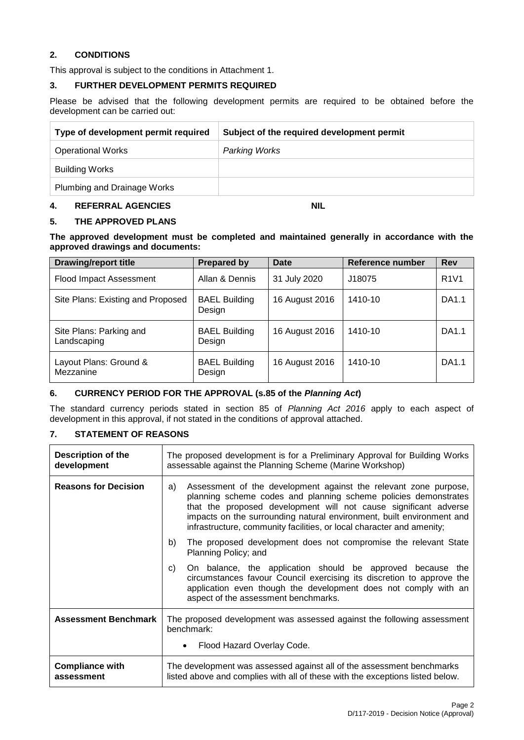## 2. CONDITIONS

This approval is subject to the conditions in Attachment 1.

## 3. FURTHER DEVELOPMENT PERMITS REQUIRED

Please be advised that the following development permits are required to be obtained before the development can be carried out:

| Type of development permit required | Subject of the required development permit |
|---|---|
| Operational Works | *Parking Works* |
| Building Works | |
| Plumbing and Drainage Works | |

## 4. REFERRAL AGENCIES **NIL**

## 5. THE APPROVED PLANS

**The approved development must be completed and maintained generally in accordance with the approved drawings and documents:**

| Drawing/report title | Prepared by | Date | Reference number | Rev |
|---|---|---|---|---|
| Flood Impact Assessment | Allan & Dennis | 31 July 2020 | J18075 | R1V1 |
| Site Plans: Existing and Proposed | BAEL Building Design | 16 August 2016 | 1410-10 | DA1.1 |
| Site Plans: Parking and Landscaping | BAEL Building Design | 16 August 2016 | 1410-10 | DA1.1 |
| Layout Plans: Ground & Mezzanine | BAEL Building Design | 16 August 2016 | 1410-10 | DA1.1 |

## 6. CURRENCY PERIOD FOR THE APPROVAL (s.85 of the *Planning Act*)

The standard currency periods stated in section 85 of *Planning Act 2016* apply to each aspect of development in this approval, if not stated in the conditions of approval attached.

## 7. STATEMENT OF REASONS

| | |
|---|---|
| **Description of the development** | The proposed development is for a Preliminary Approval for Building Works assessable against the Planning Scheme (Marine Workshop) |
| **Reasons for Decision** | a) Assessment of the development against the relevant zone purpose, planning scheme codes and planning scheme policies demonstrates that the proposed development will not cause significant adverse impacts on the surrounding natural environment, built environment and infrastructure, community facilities, or local character and amenity;<br>b) The proposed development does not compromise the relevant State Planning Policy; and<br>c) On balance, the application should be approved because the circumstances favour Council exercising its discretion to approve the application even though the development does not comply with an aspect of the assessment benchmarks. |
| **Assessment Benchmark** | The proposed development was assessed against the following assessment benchmark:<br>• Flood Hazard Overlay Code. |
| **Compliance with assessment** | The development was assessed against all of the assessment benchmarks listed above and complies with all of these with the exceptions listed below. |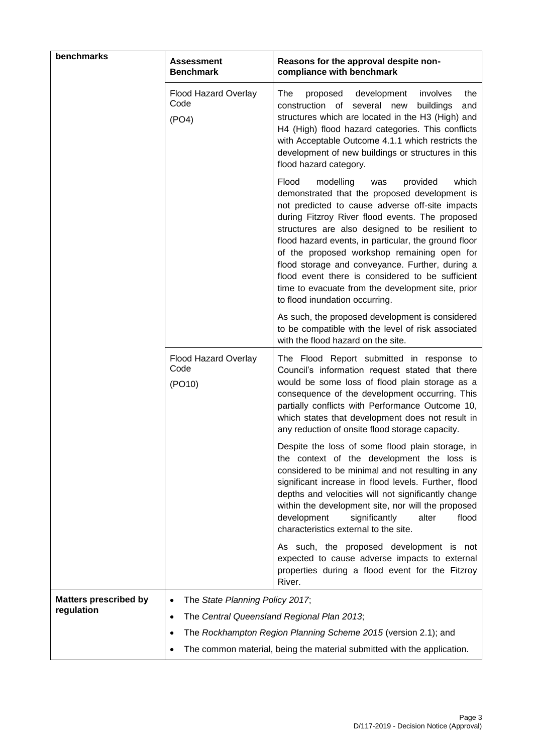| benchmarks | Assessment Benchmark | Reasons for the approval despite non-compliance with benchmark |
|---|---|---|
| | Flood Hazard Overlay Code (PO4) | The proposed development involves the construction of several new buildings and structures which are located in the H3 (High) and H4 (High) flood hazard categories. This conflicts with Acceptable Outcome 4.1.1 which restricts the development of new buildings or structures in this flood hazard category.<br><br>Flood modelling was provided which demonstrated that the proposed development is not predicted to cause adverse off-site impacts during Fitzroy River flood events. The proposed structures are also designed to be resilient to flood hazard events, in particular, the ground floor of the proposed workshop remaining open for flood storage and conveyance. Further, during a flood event there is considered to be sufficient time to evacuate from the development site, prior to flood inundation occurring.<br><br>As such, the proposed development is considered to be compatible with the level of risk associated with the flood hazard on the site. |
| | Flood Hazard Overlay Code (PO10) | The Flood Report submitted in response to Council's information request stated that there would be some loss of flood plain storage as a consequence of the development occurring. This partially conflicts with Performance Outcome 10, which states that development does not result in any reduction of onsite flood storage capacity.<br><br>Despite the loss of some flood plain storage, in the context of the development the loss is considered to be minimal and not resulting in any significant increase in flood levels. Further, flood depths and velocities will not significantly change within the development site, nor will the proposed development significantly alter flood characteristics external to the site.<br><br>As such, the proposed development is not expected to cause adverse impacts to external properties during a flood event for the Fitzroy River. |
| **Matters prescribed by regulation** | • The *State Planning Policy 2017*;<br>• The *Central Queensland Regional Plan 2013*;<br>• The *Rockhampton Region Planning Scheme 2015* (version 2.1); and<br>• The common material, being the material submitted with the application. | |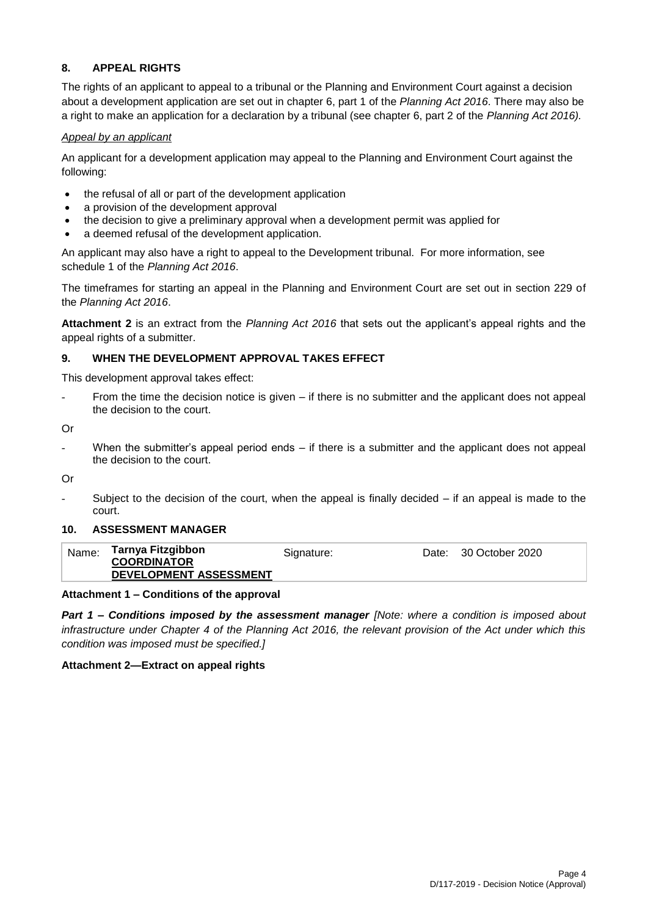## 8. APPEAL RIGHTS

The rights of an applicant to appeal to a tribunal or the Planning and Environment Court against a decision about a development application are set out in chapter 6, part 1 of the *Planning Act 2016*. There may also be a right to make an application for a declaration by a tribunal (see chapter 6, part 2 of the *Planning Act 2016).*

*Appeal by an applicant*

An applicant for a development application may appeal to the Planning and Environment Court against the following:

- the refusal of all or part of the development application
- a provision of the development approval
- the decision to give a preliminary approval when a development permit was applied for
- a deemed refusal of the development application.

An applicant may also have a right to appeal to the Development tribunal. For more information, see schedule 1 of the *Planning Act 2016*.

The timeframes for starting an appeal in the Planning and Environment Court are set out in section 229 of the *Planning Act 2016*.

**Attachment 2** is an extract from the *Planning Act 2016* that sets out the applicant's appeal rights and the appeal rights of a submitter.

## 9. WHEN THE DEVELOPMENT APPROVAL TAKES EFFECT

This development approval takes effect:

- From the time the decision notice is given – if there is no submitter and the applicant does not appeal the decision to the court.

Or

- When the submitter's appeal period ends – if there is a submitter and the applicant does not appeal the decision to the court.

Or

- Subject to the decision of the court, when the appeal is finally decided – if an appeal is made to the court.

## 10. ASSESSMENT MANAGER

| Name: | **Tarnya Fitzgibbon**<br>**COORDINATOR**<br>**DEVELOPMENT ASSESSMENT** | Signature: | | Date: | 30 October 2020 |
|---|---|---|---|---|---|

**Attachment 1 – Conditions of the approval**

***Part 1 – Conditions imposed by the assessment manager*** *[Note: where a condition is imposed about infrastructure under Chapter 4 of the Planning Act 2016, the relevant provision of the Act under which this condition was imposed must be specified.]*

**Attachment 2—Extract on appeal rights**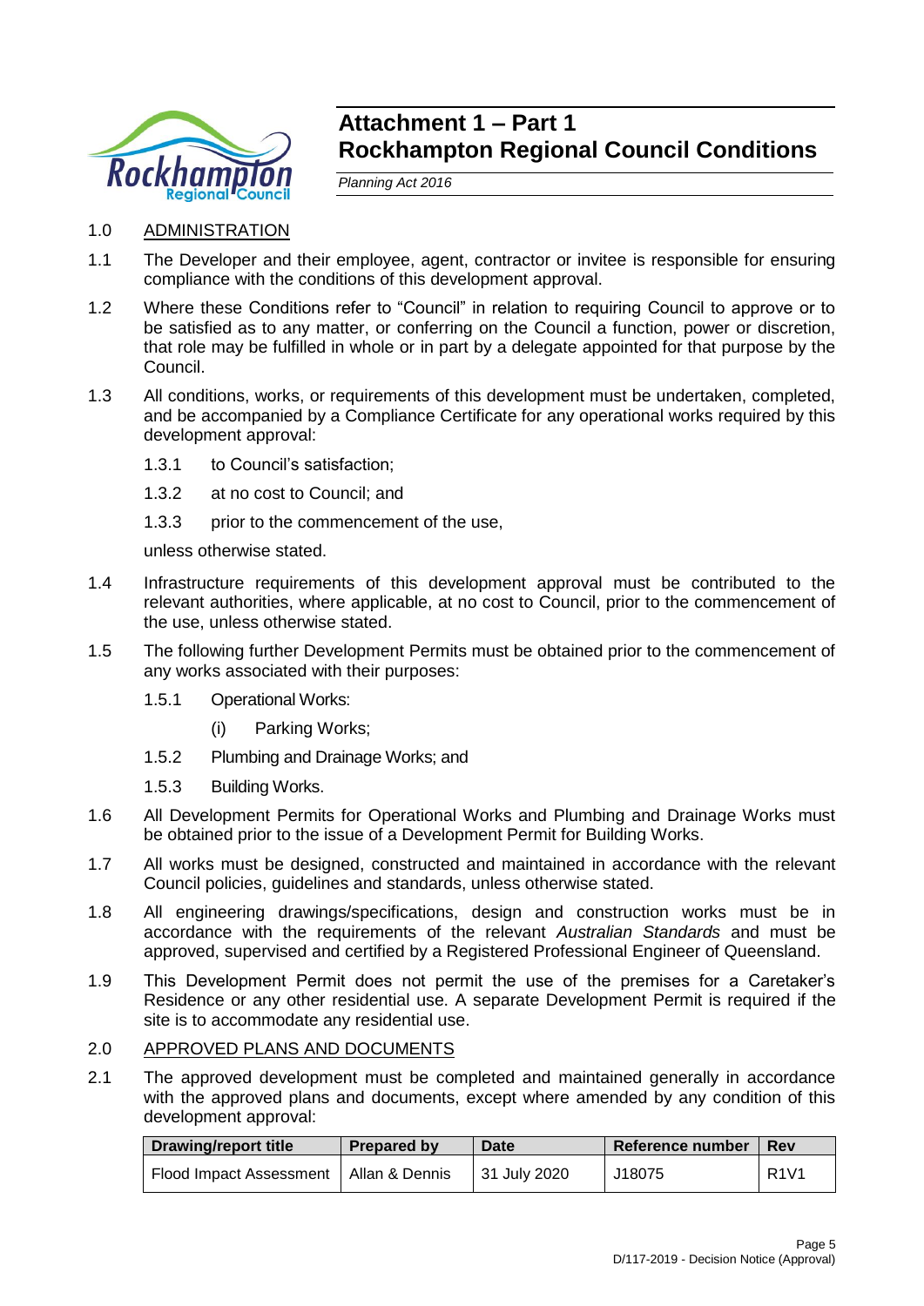# Attachment 1 – Part 1
# Rockhampton Regional Council Conditions

*Planning Act 2016*

## 1.0 ADMINISTRATION

1.1 The Developer and their employee, agent, contractor or invitee is responsible for ensuring compliance with the conditions of this development approval.

1.2 Where these Conditions refer to "Council" in relation to requiring Council to approve or to be satisfied as to any matter, or conferring on the Council a function, power or discretion, that role may be fulfilled in whole or in part by a delegate appointed for that purpose by the Council.

1.3 All conditions, works, or requirements of this development must be undertaken, completed, and be accompanied by a Compliance Certificate for any operational works required by this development approval:

- 1.3.1 to Council's satisfaction;
- 1.3.2 at no cost to Council; and
- 1.3.3 prior to the commencement of the use,

unless otherwise stated.

1.4 Infrastructure requirements of this development approval must be contributed to the relevant authorities, where applicable, at no cost to Council, prior to the commencement of the use, unless otherwise stated.

1.5 The following further Development Permits must be obtained prior to the commencement of any works associated with their purposes:

- 1.5.1 Operational Works:
  - (i) Parking Works;
- 1.5.2 Plumbing and Drainage Works; and
- 1.5.3 Building Works.

1.6 All Development Permits for Operational Works and Plumbing and Drainage Works must be obtained prior to the issue of a Development Permit for Building Works.

1.7 All works must be designed, constructed and maintained in accordance with the relevant Council policies, guidelines and standards, unless otherwise stated.

1.8 All engineering drawings/specifications, design and construction works must be in accordance with the requirements of the relevant *Australian Standards* and must be approved, supervised and certified by a Registered Professional Engineer of Queensland.

1.9 This Development Permit does not permit the use of the premises for a Caretaker's Residence or any other residential use. A separate Development Permit is required if the site is to accommodate any residential use.

## 2.0 APPROVED PLANS AND DOCUMENTS

2.1 The approved development must be completed and maintained generally in accordance with the approved plans and documents, except where amended by any condition of this development approval:

| Drawing/report title | Prepared by | Date | Reference number | Rev |
|---|---|---|---|---|
| Flood Impact Assessment | Allan & Dennis | 31 July 2020 | J18075 | R1V1 |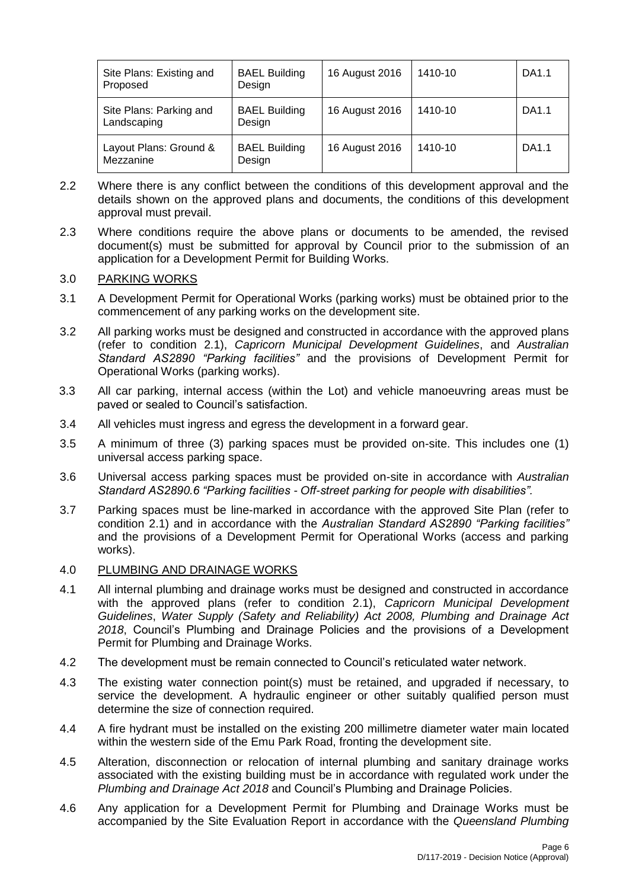| Site Plans: Existing and Proposed | BAEL Building Design | 16 August 2016 | 1410-10 | DA1.1 |
|---|---|---|---|---|
| Site Plans: Parking and Landscaping | BAEL Building Design | 16 August 2016 | 1410-10 | DA1.1 |
| Layout Plans: Ground & Mezzanine | BAEL Building Design | 16 August 2016 | 1410-10 | DA1.1 |

2.2 Where there is any conflict between the conditions of this development approval and the details shown on the approved plans and documents, the conditions of this development approval must prevail.

2.3 Where conditions require the above plans or documents to be amended, the revised document(s) must be submitted for approval by Council prior to the submission of an application for a Development Permit for Building Works.

3.0 PARKING WORKS

3.1 A Development Permit for Operational Works (parking works) must be obtained prior to the commencement of any parking works on the development site.

3.2 All parking works must be designed and constructed in accordance with the approved plans (refer to condition 2.1), *Capricorn Municipal Development Guidelines*, and *Australian Standard AS2890 "Parking facilities"* and the provisions of Development Permit for Operational Works (parking works).

3.3 All car parking, internal access (within the Lot) and vehicle manoeuvring areas must be paved or sealed to Council's satisfaction.

3.4 All vehicles must ingress and egress the development in a forward gear.

3.5 A minimum of three (3) parking spaces must be provided on-site. This includes one (1) universal access parking space.

3.6 Universal access parking spaces must be provided on-site in accordance with *Australian Standard AS2890.6 "Parking facilities - Off-street parking for people with disabilities".*

3.7 Parking spaces must be line-marked in accordance with the approved Site Plan (refer to condition 2.1) and in accordance with the *Australian Standard AS2890 "Parking facilities"* and the provisions of a Development Permit for Operational Works (access and parking works).

4.0 PLUMBING AND DRAINAGE WORKS

4.1 All internal plumbing and drainage works must be designed and constructed in accordance with the approved plans (refer to condition 2.1), *Capricorn Municipal Development Guidelines*, *Water Supply (Safety and Reliability) Act 2008, Plumbing and Drainage Act 2018*, Council's Plumbing and Drainage Policies and the provisions of a Development Permit for Plumbing and Drainage Works.

4.2 The development must be remain connected to Council's reticulated water network.

4.3 The existing water connection point(s) must be retained, and upgraded if necessary, to service the development. A hydraulic engineer or other suitably qualified person must determine the size of connection required.

4.4 A fire hydrant must be installed on the existing 200 millimetre diameter water main located within the western side of the Emu Park Road, fronting the development site.

4.5 Alteration, disconnection or relocation of internal plumbing and sanitary drainage works associated with the existing building must be in accordance with regulated work under the *Plumbing and Drainage Act 2018* and Council's Plumbing and Drainage Policies.

4.6 Any application for a Development Permit for Plumbing and Drainage Works must be accompanied by the Site Evaluation Report in accordance with the *Queensland Plumbing*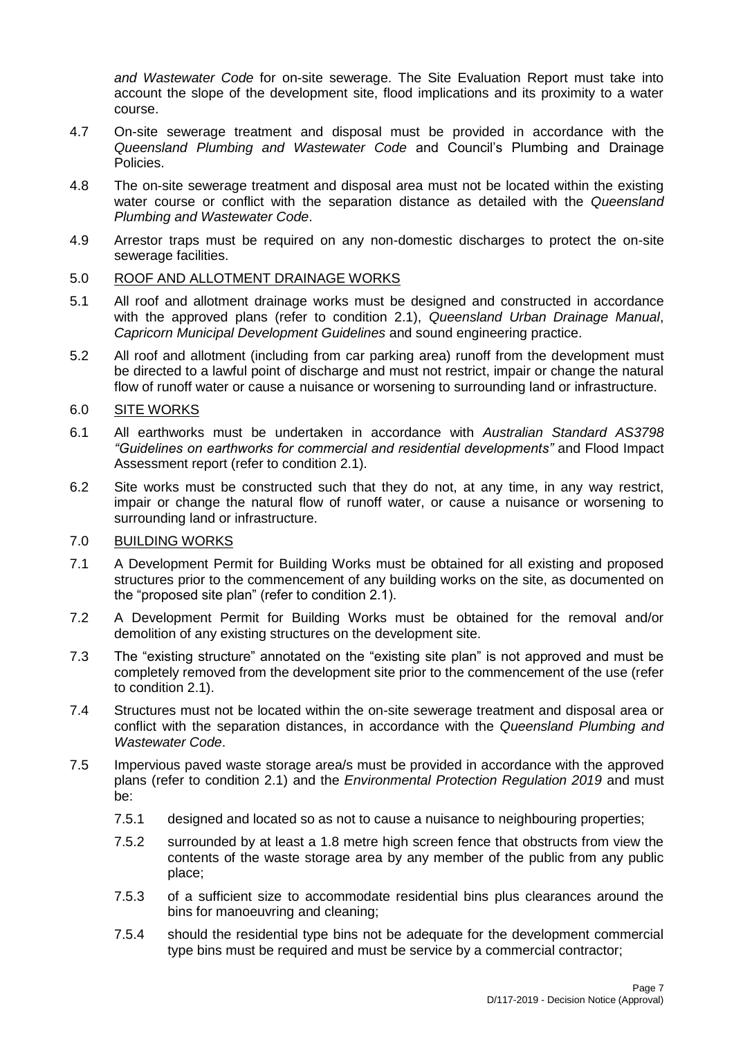*and Wastewater Code* for on-site sewerage. The Site Evaluation Report must take into account the slope of the development site, flood implications and its proximity to a water course.

4.7 On-site sewerage treatment and disposal must be provided in accordance with the *Queensland Plumbing and Wastewater Code* and Council's Plumbing and Drainage Policies.

4.8 The on-site sewerage treatment and disposal area must not be located within the existing water course or conflict with the separation distance as detailed with the *Queensland Plumbing and Wastewater Code*.

4.9 Arrestor traps must be required on any non-domestic discharges to protect the on-site sewerage facilities.

5.0 <u>ROOF AND ALLOTMENT DRAINAGE WORKS</u>

5.1 All roof and allotment drainage works must be designed and constructed in accordance with the approved plans (refer to condition 2.1), *Queensland Urban Drainage Manual*, *Capricorn Municipal Development Guidelines* and sound engineering practice.

5.2 All roof and allotment (including from car parking area) runoff from the development must be directed to a lawful point of discharge and must not restrict, impair or change the natural flow of runoff water or cause a nuisance or worsening to surrounding land or infrastructure.

6.0 <u>SITE WORKS</u>

6.1 All earthworks must be undertaken in accordance with *Australian Standard AS3798 "Guidelines on earthworks for commercial and residential developments"* and Flood Impact Assessment report (refer to condition 2.1).

6.2 Site works must be constructed such that they do not, at any time, in any way restrict, impair or change the natural flow of runoff water, or cause a nuisance or worsening to surrounding land or infrastructure.

7.0 <u>BUILDING WORKS</u>

7.1 A Development Permit for Building Works must be obtained for all existing and proposed structures prior to the commencement of any building works on the site, as documented on the "proposed site plan" (refer to condition 2.1).

7.2 A Development Permit for Building Works must be obtained for the removal and/or demolition of any existing structures on the development site.

7.3 The "existing structure" annotated on the "existing site plan" is not approved and must be completely removed from the development site prior to the commencement of the use (refer to condition 2.1).

7.4 Structures must not be located within the on-site sewerage treatment and disposal area or conflict with the separation distances, in accordance with the *Queensland Plumbing and Wastewater Code*.

7.5 Impervious paved waste storage area/s must be provided in accordance with the approved plans (refer to condition 2.1) and the *Environmental Protection Regulation 2019* and must be:

7.5.1 designed and located so as not to cause a nuisance to neighbouring properties;

7.5.2 surrounded by at least a 1.8 metre high screen fence that obstructs from view the contents of the waste storage area by any member of the public from any public place;

7.5.3 of a sufficient size to accommodate residential bins plus clearances around the bins for manoeuvring and cleaning;

7.5.4 should the residential type bins not be adequate for the development commercial type bins must be required and must be service by a commercial contractor;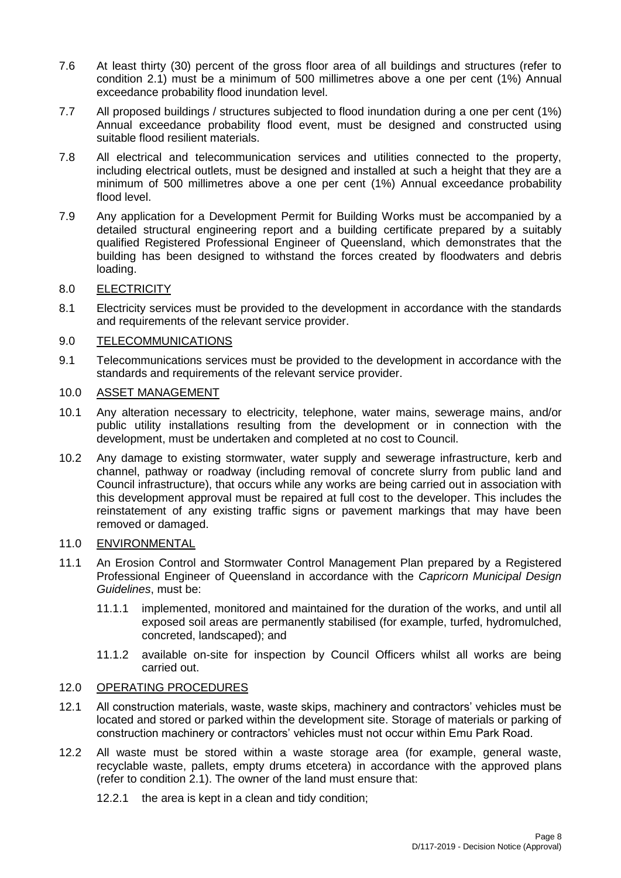7.6 At least thirty (30) percent of the gross floor area of all buildings and structures (refer to condition 2.1) must be a minimum of 500 millimetres above a one per cent (1%) Annual exceedance probability flood inundation level.

7.7 All proposed buildings / structures subjected to flood inundation during a one per cent (1%) Annual exceedance probability flood event, must be designed and constructed using suitable flood resilient materials.

7.8 All electrical and telecommunication services and utilities connected to the property, including electrical outlets, must be designed and installed at such a height that they are a minimum of 500 millimetres above a one per cent (1%) Annual exceedance probability flood level.

7.9 Any application for a Development Permit for Building Works must be accompanied by a detailed structural engineering report and a building certificate prepared by a suitably qualified Registered Professional Engineer of Queensland, which demonstrates that the building has been designed to withstand the forces created by floodwaters and debris loading.

8.0 ELECTRICITY

8.1 Electricity services must be provided to the development in accordance with the standards and requirements of the relevant service provider.

9.0 TELECOMMUNICATIONS

9.1 Telecommunications services must be provided to the development in accordance with the standards and requirements of the relevant service provider.

10.0 ASSET MANAGEMENT

10.1 Any alteration necessary to electricity, telephone, water mains, sewerage mains, and/or public utility installations resulting from the development or in connection with the development, must be undertaken and completed at no cost to Council.

10.2 Any damage to existing stormwater, water supply and sewerage infrastructure, kerb and channel, pathway or roadway (including removal of concrete slurry from public land and Council infrastructure), that occurs while any works are being carried out in association with this development approval must be repaired at full cost to the developer. This includes the reinstatement of any existing traffic signs or pavement markings that may have been removed or damaged.

11.0 ENVIRONMENTAL

11.1 An Erosion Control and Stormwater Control Management Plan prepared by a Registered Professional Engineer of Queensland in accordance with the *Capricorn Municipal Design Guidelines*, must be:

11.1.1 implemented, monitored and maintained for the duration of the works, and until all exposed soil areas are permanently stabilised (for example, turfed, hydromulched, concreted, landscaped); and

11.1.2 available on-site for inspection by Council Officers whilst all works are being carried out.

12.0 OPERATING PROCEDURES

12.1 All construction materials, waste, waste skips, machinery and contractors' vehicles must be located and stored or parked within the development site. Storage of materials or parking of construction machinery or contractors' vehicles must not occur within Emu Park Road.

12.2 All waste must be stored within a waste storage area (for example, general waste, recyclable waste, pallets, empty drums etcetera) in accordance with the approved plans (refer to condition 2.1). The owner of the land must ensure that:

12.2.1 the area is kept in a clean and tidy condition;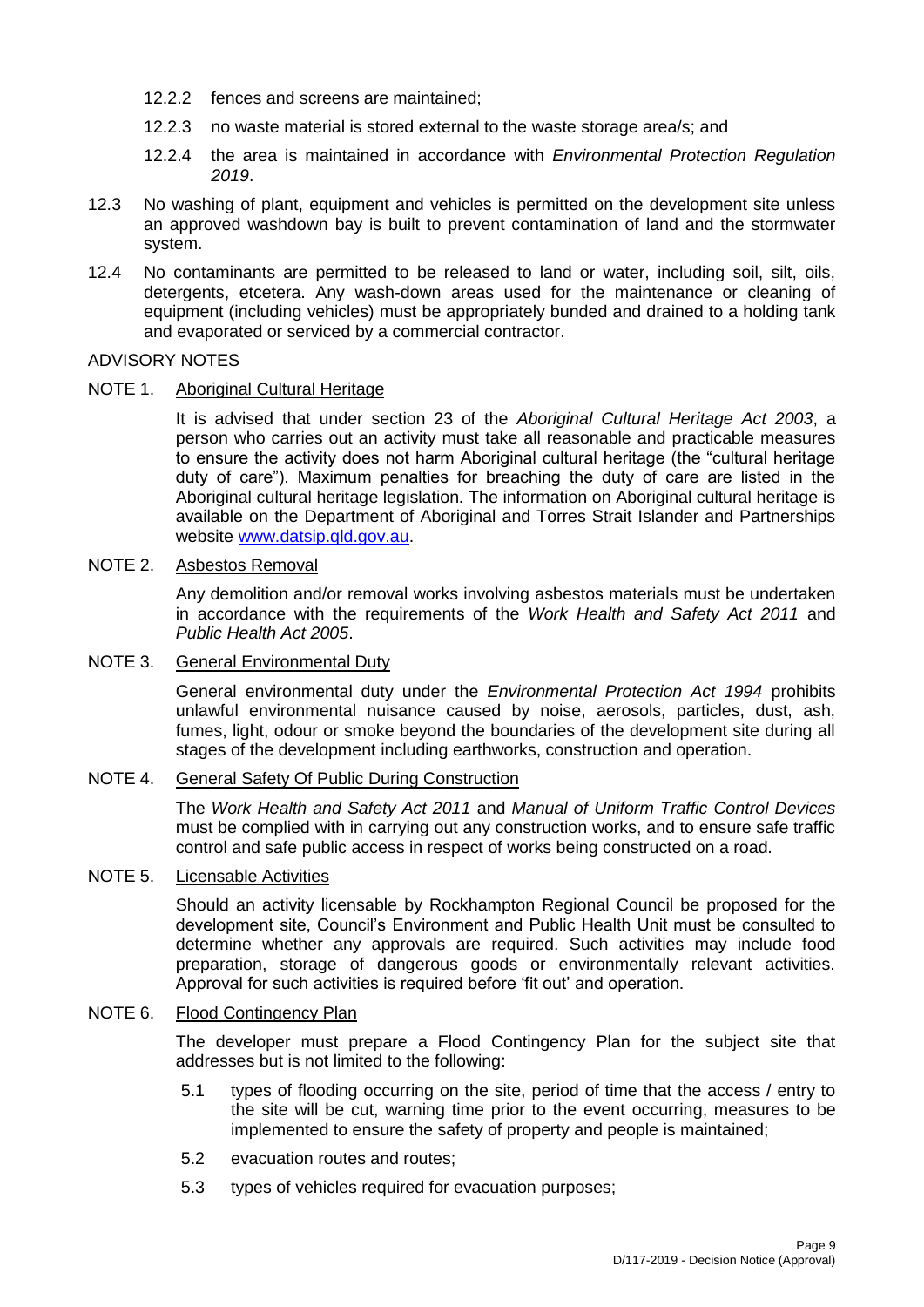12.2.2 fences and screens are maintained;

12.2.3 no waste material is stored external to the waste storage area/s; and

12.2.4 the area is maintained in accordance with *Environmental Protection Regulation 2019*.

12.3 No washing of plant, equipment and vehicles is permitted on the development site unless an approved washdown bay is built to prevent contamination of land and the stormwater system.

12.4 No contaminants are permitted to be released to land or water, including soil, silt, oils, detergents, etcetera. Any wash-down areas used for the maintenance or cleaning of equipment (including vehicles) must be appropriately bunded and drained to a holding tank and evaporated or serviced by a commercial contractor.

## ADVISORY NOTES

NOTE 1. Aboriginal Cultural Heritage

It is advised that under section 23 of the *Aboriginal Cultural Heritage Act 2003*, a person who carries out an activity must take all reasonable and practicable measures to ensure the activity does not harm Aboriginal cultural heritage (the "cultural heritage duty of care"). Maximum penalties for breaching the duty of care are listed in the Aboriginal cultural heritage legislation. The information on Aboriginal cultural heritage is available on the Department of Aboriginal and Torres Strait Islander and Partnerships website www.datsip.qld.gov.au.

NOTE 2. Asbestos Removal

Any demolition and/or removal works involving asbestos materials must be undertaken in accordance with the requirements of the *Work Health and Safety Act 2011* and *Public Health Act 2005*.

NOTE 3. General Environmental Duty

General environmental duty under the *Environmental Protection Act 1994* prohibits unlawful environmental nuisance caused by noise, aerosols, particles, dust, ash, fumes, light, odour or smoke beyond the boundaries of the development site during all stages of the development including earthworks, construction and operation.

NOTE 4. General Safety Of Public During Construction

The *Work Health and Safety Act 2011* and *Manual of Uniform Traffic Control Devices* must be complied with in carrying out any construction works, and to ensure safe traffic control and safe public access in respect of works being constructed on a road.

NOTE 5. Licensable Activities

Should an activity licensable by Rockhampton Regional Council be proposed for the development site, Council's Environment and Public Health Unit must be consulted to determine whether any approvals are required. Such activities may include food preparation, storage of dangerous goods or environmentally relevant activities. Approval for such activities is required before 'fit out' and operation.

NOTE 6. Flood Contingency Plan

The developer must prepare a Flood Contingency Plan for the subject site that addresses but is not limited to the following:

5.1 types of flooding occurring on the site, period of time that the access / entry to the site will be cut, warning time prior to the event occurring, measures to be implemented to ensure the safety of property and people is maintained;

5.2 evacuation routes and routes;

5.3 types of vehicles required for evacuation purposes;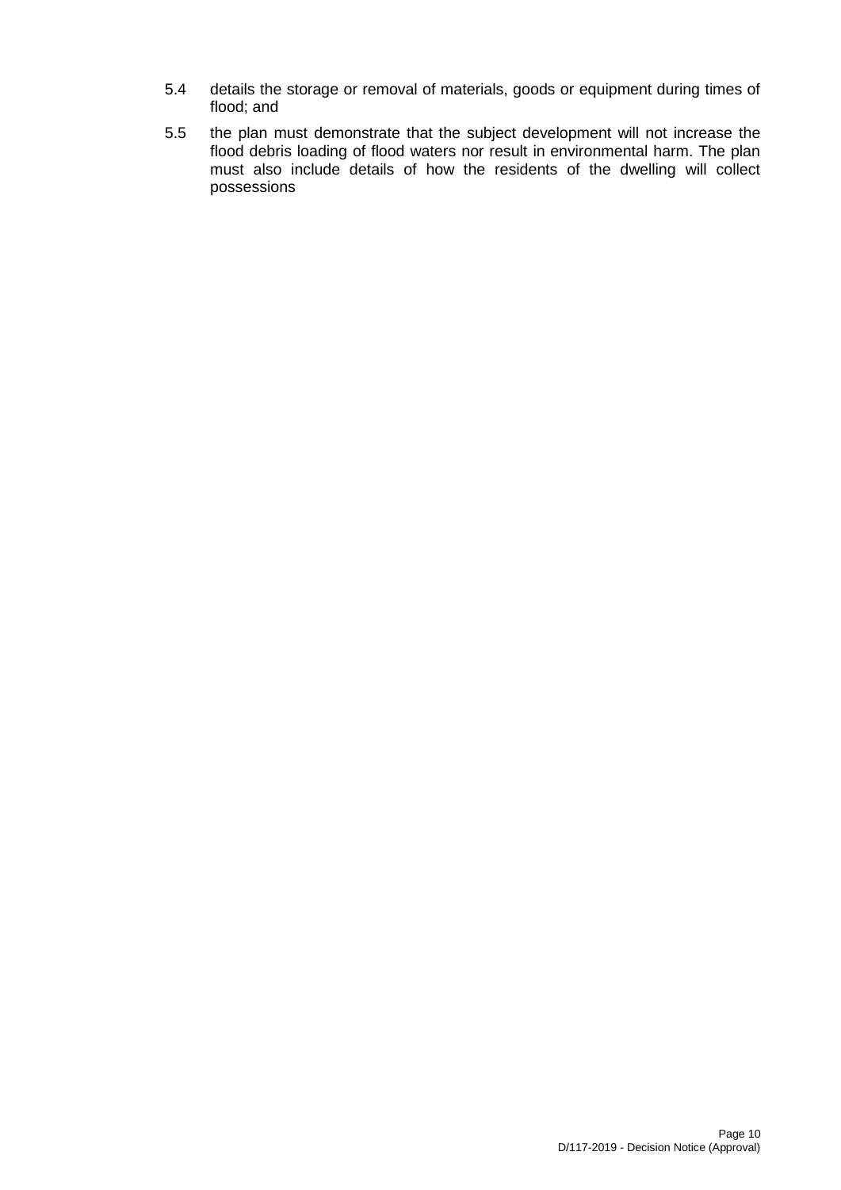5.4 details the storage or removal of materials, goods or equipment during times of flood; and

5.5 the plan must demonstrate that the subject development will not increase the flood debris loading of flood waters nor result in environmental harm. The plan must also include details of how the residents of the dwelling will collect possessions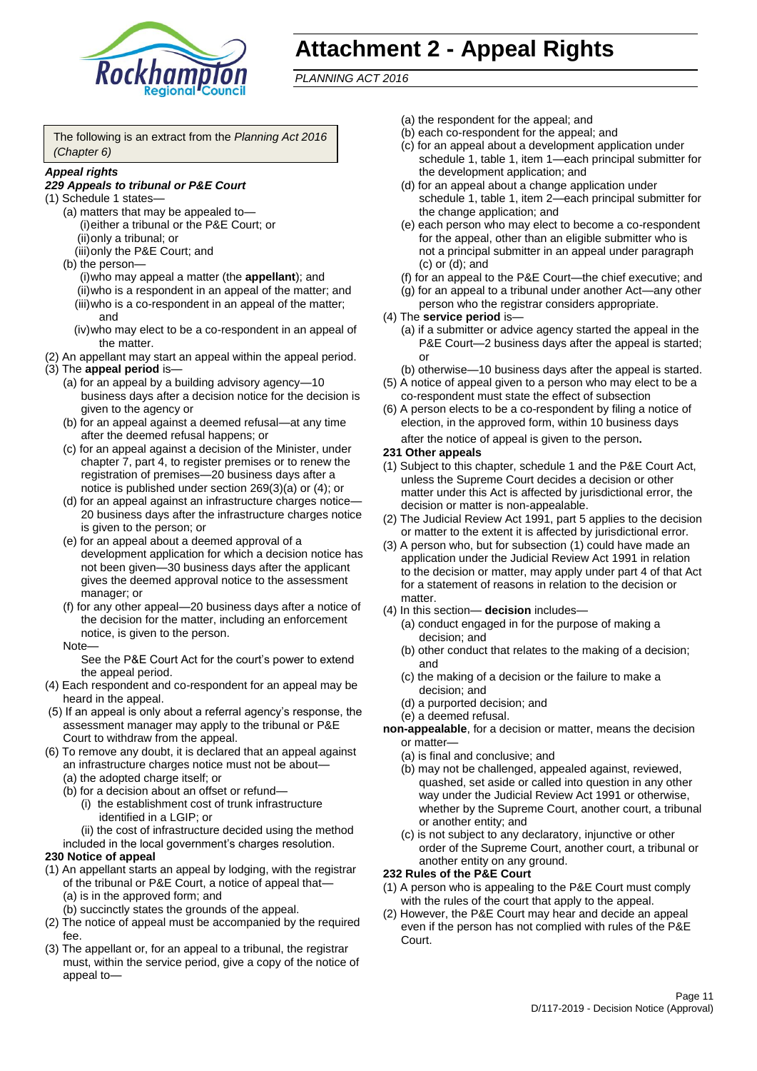# Attachment 2 - Appeal Rights

*PLANNING ACT 2016*

The following is an extract from the *Planning Act 2016 (Chapter 6)*

***Appeal rights***

***229 Appeals to tribunal or P&E Court***

(1) Schedule 1 states—

- (a) matters that may be appealed to—
  - (i) either a tribunal or the P&E Court; or
  - (ii) only a tribunal; or
  - (iii) only the P&E Court; and
- (b) the person—
  - (i) who may appeal a matter (the **appellant**); and
  - (ii) who is a respondent in an appeal of the matter; and
  - (iii) who is a co-respondent in an appeal of the matter; and
  - (iv) who may elect to be a co-respondent in an appeal of the matter.

(2) An appellant may start an appeal within the appeal period.

(3) The **appeal period** is—

- (a) for an appeal by a building advisory agency—10 business days after a decision notice for the decision is given to the agency or
- (b) for an appeal against a deemed refusal—at any time after the deemed refusal happens; or
- (c) for an appeal against a decision of the Minister, under chapter 7, part 4, to register premises or to renew the registration of premises—20 business days after a notice is published under section 269(3)(a) or (4); or
- (d) for an appeal against an infrastructure charges notice—20 business days after the infrastructure charges notice is given to the person; or
- (e) for an appeal about a deemed approval of a development application for which a decision notice has not been given—30 business days after the applicant gives the deemed approval notice to the assessment manager; or
- (f) for any other appeal—20 business days after a notice of the decision for the matter, including an enforcement notice, is given to the person.

  Note—

  See the P&E Court Act for the court's power to extend the appeal period.

(4) Each respondent and co-respondent for an appeal may be heard in the appeal.

(5) If an appeal is only about a referral agency's response, the assessment manager may apply to the tribunal or P&E Court to withdraw from the appeal.

(6) To remove any doubt, it is declared that an appeal against an infrastructure charges notice must not be about—

- (a) the adopted charge itself; or
- (b) for a decision about an offset or refund—
  - (i) the establishment cost of trunk infrastructure identified in a LGIP; or
  - (ii) the cost of infrastructure decided using the method included in the local government's charges resolution.

**230 Notice of appeal**

(1) An appellant starts an appeal by lodging, with the registrar of the tribunal or P&E Court, a notice of appeal that—

- (a) is in the approved form; and
- (b) succinctly states the grounds of the appeal.

(2) The notice of appeal must be accompanied by the required fee.

(3) The appellant or, for an appeal to a tribunal, the registrar must, within the service period, give a copy of the notice of appeal to—

- (a) the respondent for the appeal; and
- (b) each co-respondent for the appeal; and
- (c) for an appeal about a development application under schedule 1, table 1, item 1—each principal submitter for the development application; and
- (d) for an appeal about a change application under schedule 1, table 1, item 2—each principal submitter for the change application; and
- (e) each person who may elect to become a co-respondent for the appeal, other than an eligible submitter who is not a principal submitter in an appeal under paragraph (c) or (d); and
- (f) for an appeal to the P&E Court—the chief executive; and
- (g) for an appeal to a tribunal under another Act—any other person who the registrar considers appropriate.

(4) The **service period** is—

- (a) if a submitter or advice agency started the appeal in the P&E Court—2 business days after the appeal is started; or
- (b) otherwise—10 business days after the appeal is started.

(5) A notice of appeal given to a person who may elect to be a co-respondent must state the effect of subsection

(6) A person elects to be a co-respondent by filing a notice of election, in the approved form, within 10 business days after the notice of appeal is given to the person**.**

**231 Other appeals**

(1) Subject to this chapter, schedule 1 and the P&E Court Act, unless the Supreme Court decides a decision or other matter under this Act is affected by jurisdictional error, the decision or matter is non-appealable.

(2) The Judicial Review Act 1991, part 5 applies to the decision or matter to the extent it is affected by jurisdictional error.

(3) A person who, but for subsection (1) could have made an application under the Judicial Review Act 1991 in relation to the decision or matter, may apply under part 4 of that Act for a statement of reasons in relation to the decision or matter.

(4) In this section— **decision** includes—

- (a) conduct engaged in for the purpose of making a decision; and
- (b) other conduct that relates to the making of a decision; and
- (c) the making of a decision or the failure to make a decision; and
- (d) a purported decision; and
- (e) a deemed refusal.

**non-appealable**, for a decision or matter, means the decision or matter—

- (a) is final and conclusive; and
- (b) may not be challenged, appealed against, reviewed, quashed, set aside or called into question in any other way under the Judicial Review Act 1991 or otherwise, whether by the Supreme Court, another court, a tribunal or another entity; and
- (c) is not subject to any declaratory, injunctive or other order of the Supreme Court, another court, a tribunal or another entity on any ground.

**232 Rules of the P&E Court**

(1) A person who is appealing to the P&E Court must comply with the rules of the court that apply to the appeal.

(2) However, the P&E Court may hear and decide an appeal even if the person has not complied with rules of the P&E Court.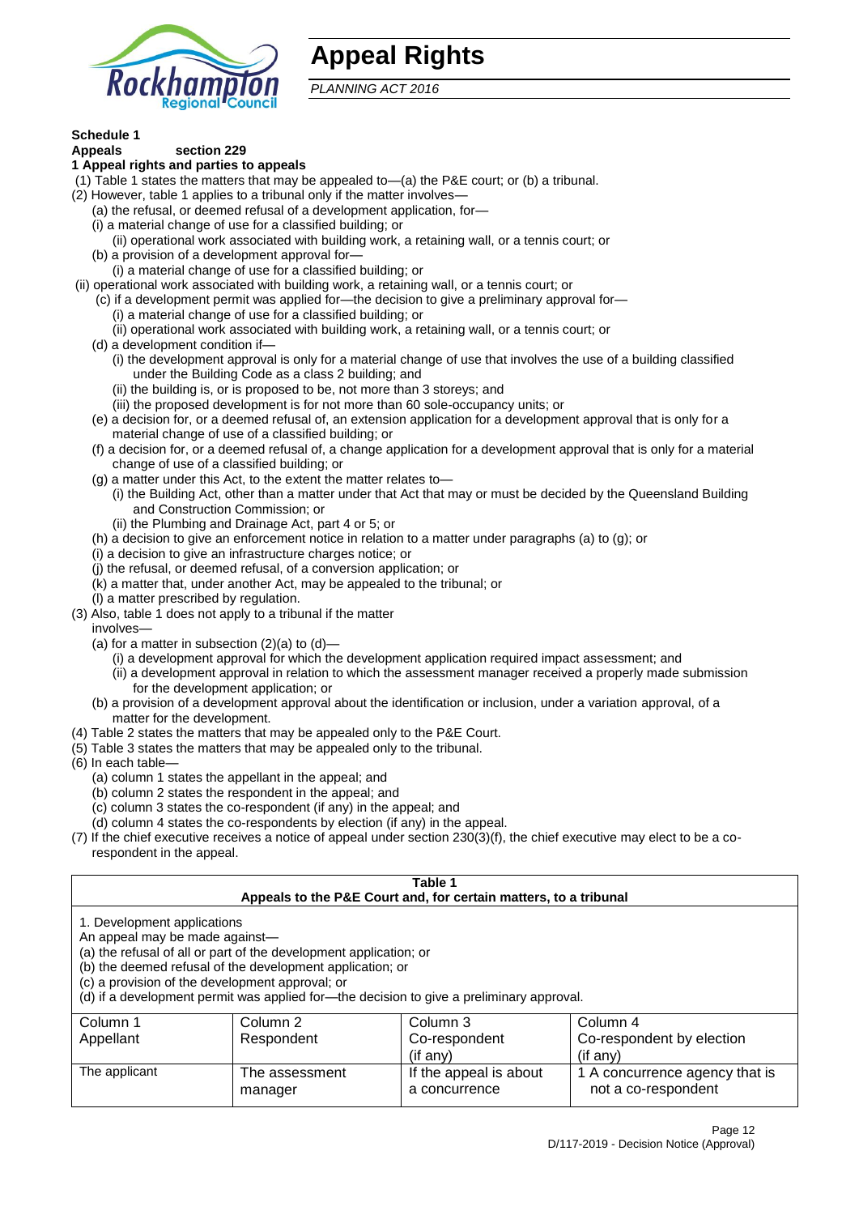# Appeal Rights

*PLANNING ACT 2016*

**Schedule 1**

**Appeals section 229**

**1 Appeal rights and parties to appeals**

(1) Table 1 states the matters that may be appealed to—(a) the P&E court; or (b) a tribunal.

(2) However, table 1 applies to a tribunal only if the matter involves—

(a) the refusal, or deemed refusal of a development application, for—

(i) a material change of use for a classified building; or

(ii) operational work associated with building work, a retaining wall, or a tennis court; or

(b) a provision of a development approval for—

(i) a material change of use for a classified building; or

(ii) operational work associated with building work, a retaining wall, or a tennis court; or

(c) if a development permit was applied for—the decision to give a preliminary approval for—

(i) a material change of use for a classified building; or

(ii) operational work associated with building work, a retaining wall, or a tennis court; or

(d) a development condition if—

(i) the development approval is only for a material change of use that involves the use of a building classified under the Building Code as a class 2 building; and

(ii) the building is, or is proposed to be, not more than 3 storeys; and

(iii) the proposed development is for not more than 60 sole-occupancy units; or

(e) a decision for, or a deemed refusal of, an extension application for a development approval that is only for a material change of use of a classified building; or

(f) a decision for, or a deemed refusal of, a change application for a development approval that is only for a material change of use of a classified building; or

(g) a matter under this Act, to the extent the matter relates to—

(i) the Building Act, other than a matter under that Act that may or must be decided by the Queensland Building and Construction Commission; or

(ii) the Plumbing and Drainage Act, part 4 or 5; or

(h) a decision to give an enforcement notice in relation to a matter under paragraphs (a) to (g); or

(i) a decision to give an infrastructure charges notice; or

(j) the refusal, or deemed refusal, of a conversion application; or

(k) a matter that, under another Act, may be appealed to the tribunal; or

(l) a matter prescribed by regulation.

(3) Also, table 1 does not apply to a tribunal if the matter involves—

(a) for a matter in subsection (2)(a) to (d)—

(i) a development approval for which the development application required impact assessment; and

(ii) a development approval in relation to which the assessment manager received a properly made submission for the development application; or

(b) a provision of a development approval about the identification or inclusion, under a variation approval, of a matter for the development.

(4) Table 2 states the matters that may be appealed only to the P&E Court.

(5) Table 3 states the matters that may be appealed only to the tribunal.

(6) In each table—

(a) column 1 states the appellant in the appeal; and

(b) column 2 states the respondent in the appeal; and

(c) column 3 states the co-respondent (if any) in the appeal; and

(d) column 4 states the co-respondents by election (if any) in the appeal.

(7) If the chief executive receives a notice of appeal under section 230(3)(f), the chief executive may elect to be a co-respondent in the appeal.

**Table 1**
**Appeals to the P&E Court and, for certain matters, to a tribunal**

1. Development applications

An appeal may be made against—

(a) the refusal of all or part of the development application; or

(b) the deemed refusal of the development application; or

(c) a provision of the development approval; or

(d) if a development permit was applied for—the decision to give a preliminary approval.

| Column 1<br>Appellant | Column 2<br>Respondent | Column 3<br>Co-respondent<br>(if any) | Column 4<br>Co-respondent by election<br>(if any) |
|---|---|---|---|
| The applicant | The assessment manager | If the appeal is about a concurrence | 1 A concurrence agency that is not a co-respondent |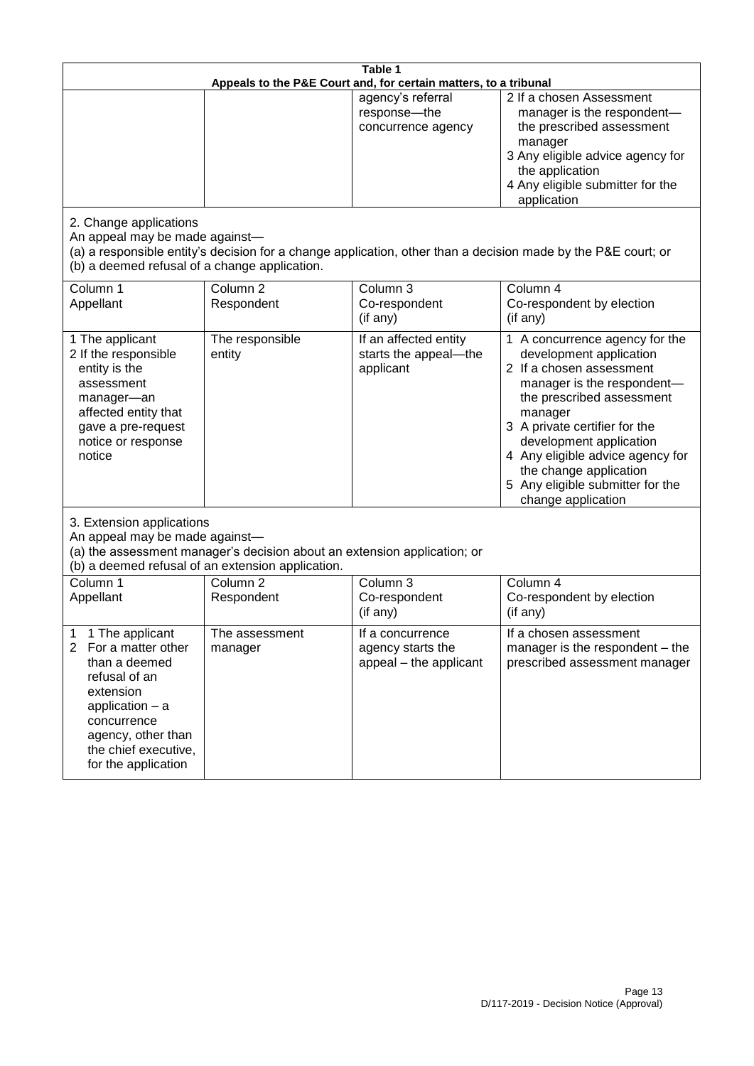| Table 1 | | | |
|---|---|---|---|
| **Appeals to the P&E Court and, for certain matters, to a tribunal** | | | |
| | | agency's referral response—the concurrence agency | 2 If a chosen Assessment manager is the respondent—the prescribed assessment manager<br>3 Any eligible advice agency for the application<br>4 Any eligible submitter for the application |
| 2. Change applications<br>An appeal may be made against—<br>(a) a responsible entity's decision for a change application, other than a decision made by the P&E court; or<br>(b) a deemed refusal of a change application. | | | |
| Column 1<br>Appellant | Column 2<br>Respondent | Column 3<br>Co-respondent<br>(if any) | Column 4<br>Co-respondent by election<br>(if any) |
| 1 The applicant<br>2 If the responsible entity is the assessment manager—an affected entity that gave a pre-request notice or response notice | The responsible entity | If an affected entity starts the appeal—the applicant | 1 A concurrence agency for the development application<br>2 If a chosen assessment manager is the respondent—the prescribed assessment manager<br>3 A private certifier for the development application<br>4 Any eligible advice agency for the change application<br>5 Any eligible submitter for the change application |
| 3. Extension applications<br>An appeal may be made against—<br>(a) the assessment manager's decision about an extension application; or<br>(b) a deemed refusal of an extension application. | | | |
| Column 1<br>Appellant | Column 2<br>Respondent | Column 3<br>Co-respondent<br>(if any) | Column 4<br>Co-respondent by election<br>(if any) |
| 1 1 The applicant<br>2 For a matter other than a deemed refusal of an extension application – a concurrence agency, other than the chief executive, for the application | The assessment manager | If a concurrence agency starts the appeal – the applicant | If a chosen assessment manager is the respondent – the prescribed assessment manager |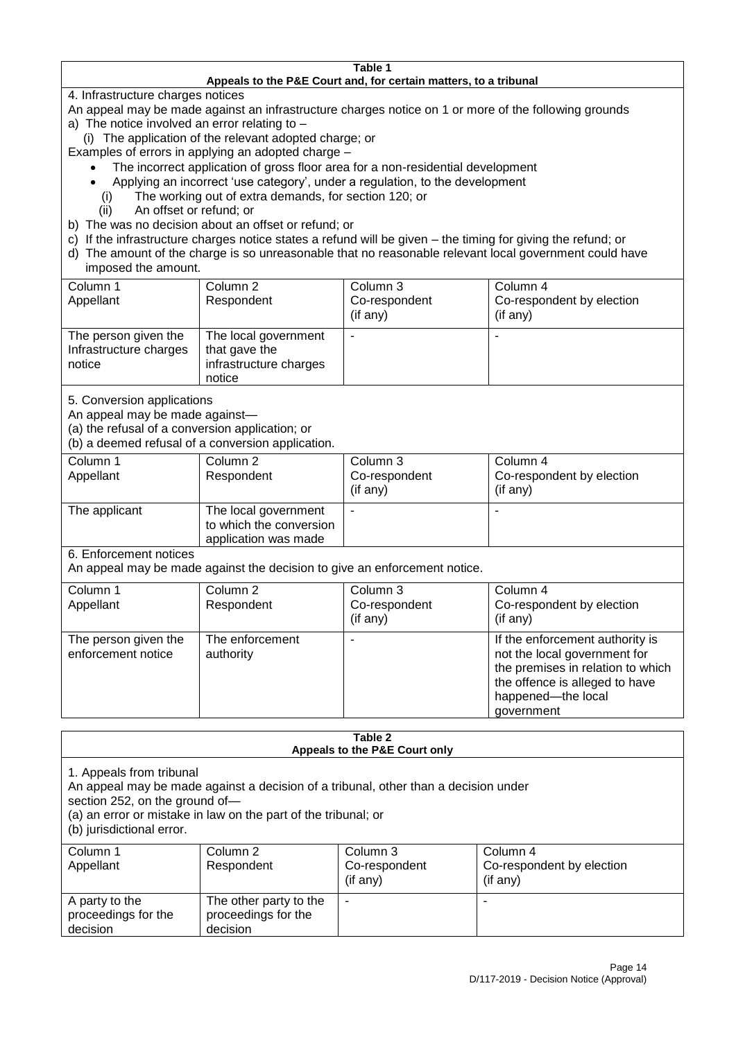**Table 1**
**Appeals to the P&E Court and, for certain matters, to a tribunal**

4. Infrastructure charges notices

An appeal may be made against an infrastructure charges notice on 1 or more of the following grounds

a) The notice involved an error relating to –
   (i) The application of the relevant adopted charge; or

Examples of errors in applying an adopted charge –

- The incorrect application of gross floor area for a non-residential development
- Applying an incorrect 'use category', under a regulation, to the development
   (i) The working out of extra demands, for section 120; or
   (ii) An offset or refund; or

b) The was no decision about an offset or refund; or

c) If the infrastructure charges notice states a refund will be given – the timing for giving the refund; or

d) The amount of the charge is so unreasonable that no reasonable relevant local government could have imposed the amount.

| Column 1<br>Appellant | Column 2<br>Respondent | Column 3<br>Co-respondent<br>(if any) | Column 4<br>Co-respondent by election<br>(if any) |
|---|---|---|---|
| The person given the Infrastructure charges notice | The local government that gave the infrastructure charges notice | - | - |

5. Conversion applications

An appeal may be made against—
(a) the refusal of a conversion application; or
(b) a deemed refusal of a conversion application.

| Column 1<br>Appellant | Column 2<br>Respondent | Column 3<br>Co-respondent<br>(if any) | Column 4<br>Co-respondent by election<br>(if any) |
|---|---|---|---|
| The applicant | The local government to which the conversion application was made | - | - |

6. Enforcement notices

An appeal may be made against the decision to give an enforcement notice.

| Column 1<br>Appellant | Column 2<br>Respondent | Column 3<br>Co-respondent<br>(if any) | Column 4<br>Co-respondent by election<br>(if any) |
|---|---|---|---|
| The person given the enforcement notice | The enforcement authority | - | If the enforcement authority is not the local government for the premises in relation to which the offence is alleged to have happened—the local government |

**Table 2**
**Appeals to the P&E Court only**

1. Appeals from tribunal

An appeal may be made against a decision of a tribunal, other than a decision under section 252, on the ground of—
(a) an error or mistake in law on the part of the tribunal; or
(b) jurisdictional error.

| Column 1<br>Appellant | Column 2<br>Respondent | Column 3<br>Co-respondent<br>(if any) | Column 4<br>Co-respondent by election<br>(if any) |
|---|---|---|---|
| A party to the proceedings for the decision | The other party to the proceedings for the decision | - | - |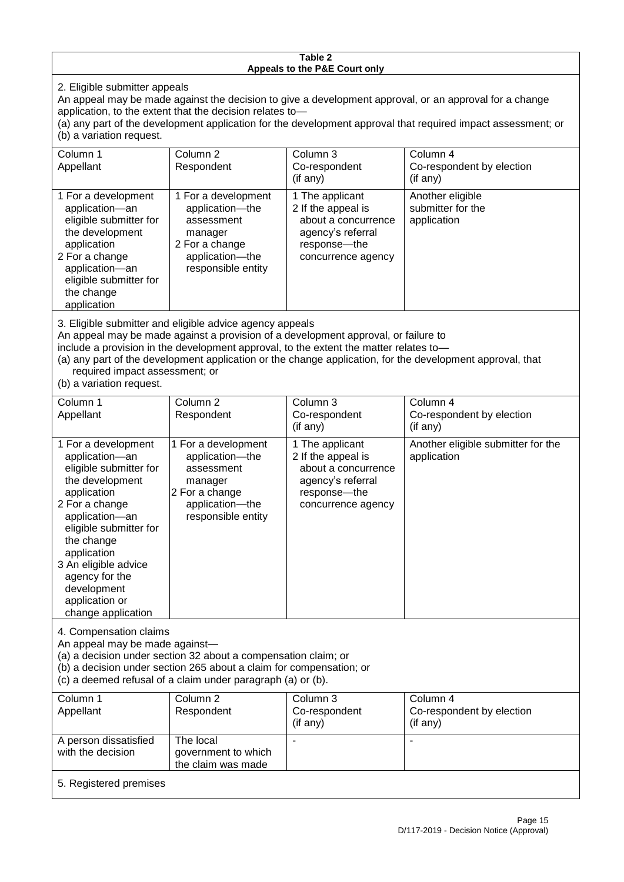**Table 2**
**Appeals to the P&E Court only**

2. Eligible submitter appeals

An appeal may be made against the decision to give a development approval, or an approval for a change application, to the extent that the decision relates to—

(a) any part of the development application for the development approval that required impact assessment; or

(b) a variation request.

| Column 1<br>Appellant | Column 2<br>Respondent | Column 3<br>Co-respondent<br>(if any) | Column 4<br>Co-respondent by election<br>(if any) |
|---|---|---|---|
| 1 For a development application—an eligible submitter for the development application<br>2 For a change application—an eligible submitter for the change application | 1 For a development application—the assessment manager<br>2 For a change application—the responsible entity | 1 The applicant<br>2 If the appeal is about a concurrence agency's referral response—the concurrence agency | Another eligible submitter for the application |

3. Eligible submitter and eligible advice agency appeals

An appeal may be made against a provision of a development approval, or failure to include a provision in the development approval, to the extent the matter relates to—

(a) any part of the development application or the change application, for the development approval, that required impact assessment; or

(b) a variation request.

| Column 1<br>Appellant | Column 2<br>Respondent | Column 3<br>Co-respondent<br>(if any) | Column 4<br>Co-respondent by election<br>(if any) |
|---|---|---|---|
| 1 For a development application—an eligible submitter for the development application<br>2 For a change application—an eligible submitter for the change application<br>3 An eligible advice agency for the development application or change application | 1 For a development application—the assessment manager<br>2 For a change application—the responsible entity | 1 The applicant<br>2 If the appeal is about a concurrence agency's referral response—the concurrence agency | Another eligible submitter for the application |

4. Compensation claims

An appeal may be made against—

(a) a decision under section 32 about a compensation claim; or

(b) a decision under section 265 about a claim for compensation; or

(c) a deemed refusal of a claim under paragraph (a) or (b).

| Column 1<br>Appellant | Column 2<br>Respondent | Column 3<br>Co-respondent<br>(if any) | Column 4<br>Co-respondent by election<br>(if any) |
|---|---|---|---|
| A person dissatisfied with the decision | The local government to which the claim was made | - | - |

5. Registered premises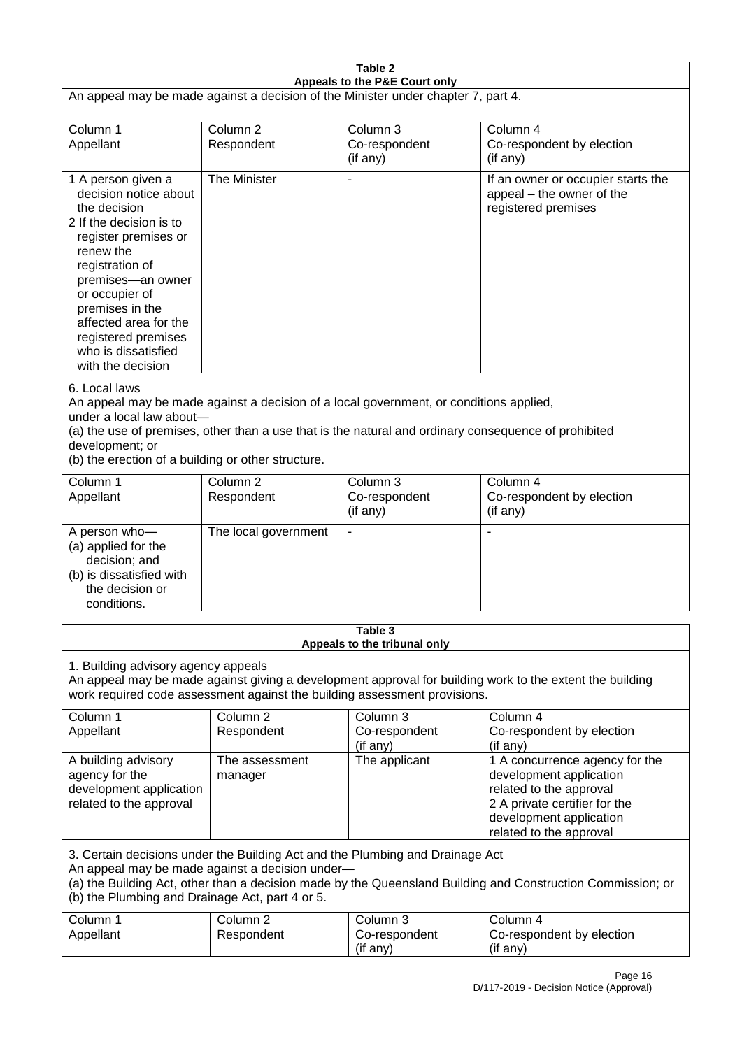**Table 2**
**Appeals to the P&E Court only**

An appeal may be made against a decision of the Minister under chapter 7, part 4.

| Column 1 Appellant | Column 2 Respondent | Column 3 Co-respondent (if any) | Column 4 Co-respondent by election (if any) |
|---|---|---|---|
| 1 A person given a decision notice about the decision<br>2 If the decision is to register premises or renew the registration of premises—an owner or occupier of premises in the affected area for the registered premises who is dissatisfied with the decision | The Minister | - | If an owner or occupier starts the appeal – the owner of the registered premises |

6. Local laws

An appeal may be made against a decision of a local government, or conditions applied, under a local law about—
(a) the use of premises, other than a use that is the natural and ordinary consequence of prohibited development; or
(b) the erection of a building or other structure.

| Column 1 Appellant | Column 2 Respondent | Column 3 Co-respondent (if any) | Column 4 Co-respondent by election (if any) |
|---|---|---|---|
| A person who—<br>(a) applied for the decision; and<br>(b) is dissatisfied with the decision or conditions. | The local government | - | - |

**Table 3**
**Appeals to the tribunal only**

1. Building advisory agency appeals

An appeal may be made against giving a development approval for building work to the extent the building work required code assessment against the building assessment provisions.

| Column 1 Appellant | Column 2 Respondent | Column 3 Co-respondent (if any) | Column 4 Co-respondent by election (if any) |
|---|---|---|---|
| A building advisory agency for the development application related to the approval | The assessment manager | The applicant | 1 A concurrence agency for the development application related to the approval<br>2 A private certifier for the development application related to the approval |

3. Certain decisions under the Building Act and the Plumbing and Drainage Act

An appeal may be made against a decision under—
(a) the Building Act, other than a decision made by the Queensland Building and Construction Commission; or
(b) the Plumbing and Drainage Act, part 4 or 5.

| Column 1 Appellant | Column 2 Respondent | Column 3 Co-respondent (if any) | Column 4 Co-respondent by election (if any) |
|---|---|---|---|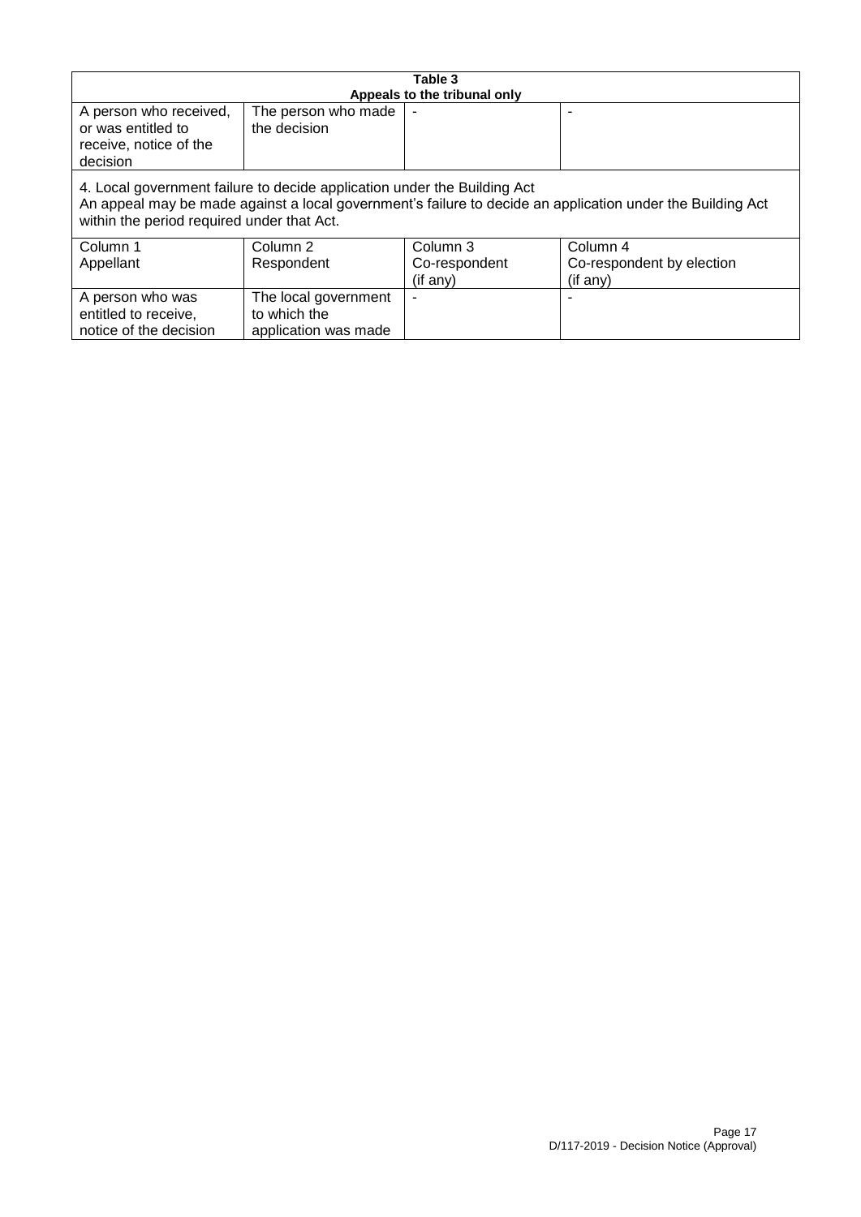| Table 3 Appeals to the tribunal only | | | |
|---|---|---|---|
| A person who received, or was entitled to receive, notice of the decision | The person who made the decision | - | - |
| 4. Local government failure to decide application under the Building Act<br>An appeal may be made against a local government's failure to decide an application under the Building Act within the period required under that Act. | | | |
| Column 1<br>Appellant | Column 2<br>Respondent | Column 3<br>Co-respondent (if any) | Column 4<br>Co-respondent by election (if any) |
| A person who was entitled to receive, notice of the decision | The local government to which the application was made | - | - |